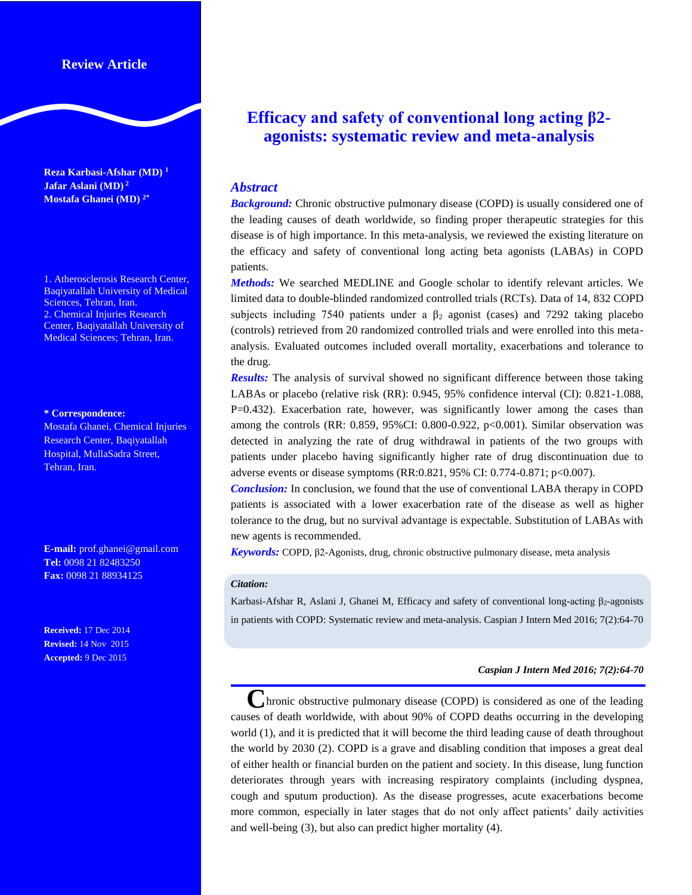Review Article

# Efficacy and safety of conventional long acting β2-agonists: systematic review and meta-analysis

**Reza Karbasi-Afshar (MD)** [1]
**Jafar Aslani (MD)** [2]
**Mostafa Ghanei (MD)** [2*]

1. Atherosclerosis Research Center, Baqiyatallah University of Medical Sciences, Tehran, Iran.
2. Chemical Injuries Research Center, Baqiyatallah University of Medical Sciences; Tehran, Iran.

**\* Correspondence:**
Mostafa Ghanei, Chemical Injuries Research Center, Baqiyatallah Hospital, MullaSadra Street, Tehran, Iran.

**E-mail:** prof.ghanei@gmail.com
**Tel:** 0098 21 82483250
**Fax:** 0098 21 88934125

**Received:** 17 Dec 2014
**Revised:** 14 Nov 2015
**Accepted:** 9 Dec 2015

## *Abstract*

***Background:*** Chronic obstructive pulmonary disease (COPD) is usually considered one of the leading causes of death worldwide, so finding proper therapeutic strategies for this disease is of high importance. In this meta-analysis, we reviewed the existing literature on the efficacy and safety of conventional long acting beta agonists (LABAs) in COPD patients.

***Methods:*** We searched MEDLINE and Google scholar to identify relevant articles. We limited data to double-blinded randomized controlled trials (RCTs). Data of 14, 832 COPD subjects including 7540 patients under a $\beta_2$ agonist (cases) and 7292 taking placebo (controls) retrieved from 20 randomized controlled trials and were enrolled into this meta-analysis. Evaluated outcomes included overall mortality, exacerbations and tolerance to the drug.

***Results:*** The analysis of survival showed no significant difference between those taking LABAs or placebo (relative risk (RR): 0.945, 95% confidence interval (CI): 0.821-1.088, P=0.432). Exacerbation rate, however, was significantly lower among the cases than among the controls (RR: 0.859, 95%CI: 0.800-0.922, p<0.001). Similar observation was detected in analyzing the rate of drug withdrawal in patients of the two groups with patients under placebo having significantly higher rate of drug discontinuation due to adverse events or disease symptoms (RR:0.821, 95% CI: 0.774-0.871; p<0.007).

***Conclusion:*** In conclusion, we found that the use of conventional LABA therapy in COPD patients is associated with a lower exacerbation rate of the disease as well as higher tolerance to the drug, but no survival advantage is expectable. Substitution of LABAs with new agents is recommended.

***Keywords:*** COPD, β2-Agonists, drug, chronic obstructive pulmonary disease, meta analysis

***Citation:***

Karbasi-Afshar R, Aslani J, Ghanei M, Efficacy and safety of conventional long-acting $\beta_2$-agonists in patients with COPD: Systematic review and meta-analysis. Caspian J Intern Med 2016; 7(2):64-70

Chronic obstructive pulmonary disease (COPD) is considered as one of the leading causes of death worldwide, with about 90% of COPD deaths occurring in the developing world (1), and it is predicted that it will become the third leading cause of death throughout the world by 2030 (2). COPD is a grave and disabling condition that imposes a great deal of either health or financial burden on the patient and society. In this disease, lung function deteriorates through years with increasing respiratory complaints (including dyspnea, cough and sputum production). As the disease progresses, acute exacerbations become more common, especially in later stages that do not only affect patients' daily activities and well-being (3), but also can predict higher mortality (4).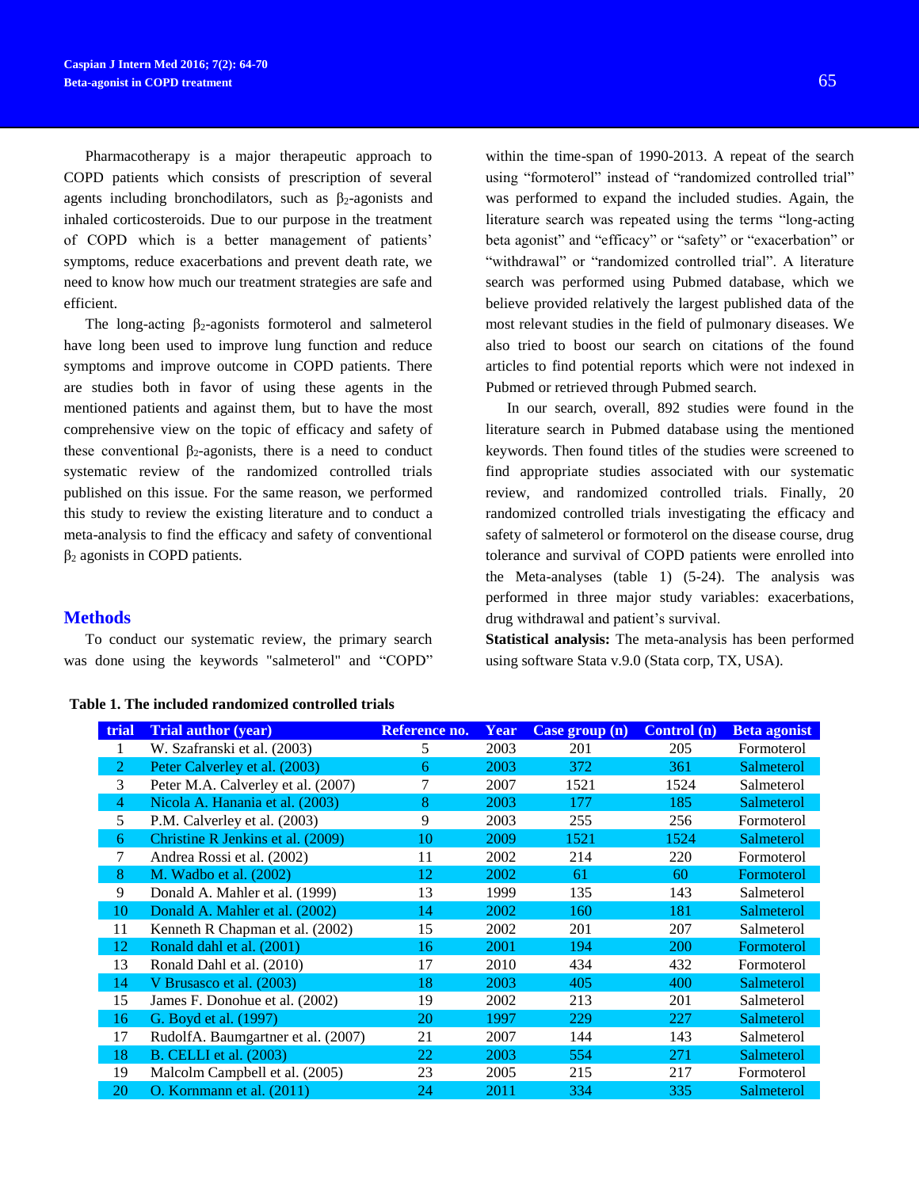Pharmacotherapy is a major therapeutic approach to COPD patients which consists of prescription of several agents including bronchodilators, such as $\beta_2$-agonists and inhaled corticosteroids. Due to our purpose in the treatment of COPD which is a better management of patients' symptoms, reduce exacerbations and prevent death rate, we need to know how much our treatment strategies are safe and efficient.

The long-acting $\beta_2$-agonists formoterol and salmeterol have long been used to improve lung function and reduce symptoms and improve outcome in COPD patients. There are studies both in favor of using these agents in the mentioned patients and against them, but to have the most comprehensive view on the topic of efficacy and safety of these conventional $\beta_2$-agonists, there is a need to conduct systematic review of the randomized controlled trials published on this issue. For the same reason, we performed this study to review the existing literature and to conduct a meta-analysis to find the efficacy and safety of conventional $\beta_2$ agonists in COPD patients.

## Methods

To conduct our systematic review, the primary search was done using the keywords "salmeterol" and "COPD" within the time-span of 1990-2013. A repeat of the search using "formoterol" instead of "randomized controlled trial" was performed to expand the included studies. Again, the literature search was repeated using the terms "long-acting beta agonist" and "efficacy" or "safety" or "exacerbation" or "withdrawal" or "randomized controlled trial". A literature search was performed using Pubmed database, which we believe provided relatively the largest published data of the most relevant studies in the field of pulmonary diseases. We also tried to boost our search on citations of the found articles to find potential reports which were not indexed in Pubmed or retrieved through Pubmed search.

In our search, overall, 892 studies were found in the literature search in Pubmed database using the mentioned keywords. Then found titles of the studies were screened to find appropriate studies associated with our systematic review, and randomized controlled trials. Finally, 20 randomized controlled trials investigating the efficacy and safety of salmeterol or formoterol on the disease course, drug tolerance and survival of COPD patients were enrolled into the Meta-analyses (table 1) (5-24). The analysis was performed in three major study variables: exacerbations, drug withdrawal and patient's survival.

**Statistical analysis:** The meta-analysis has been performed using software Stata v.9.0 (Stata corp, TX, USA).

**Table 1. The included randomized controlled trials**

| trial | Trial author (year) | Reference no. | Year | Case group (n) | Control (n) | Beta agonist |
|---|---|---|---|---|---|---|
| 1 | W. Szafranski et al. (2003) | 5 | 2003 | 201 | 205 | Formoterol |
| 2 | Peter Calverley et al. (2003) | 6 | 2003 | 372 | 361 | Salmeterol |
| 3 | Peter M.A. Calverley et al. (2007) | 7 | 2007 | 1521 | 1524 | Salmeterol |
| 4 | Nicola A. Hanania et al. (2003) | 8 | 2003 | 177 | 185 | Salmeterol |
| 5 | P.M. Calverley et al. (2003) | 9 | 2003 | 255 | 256 | Formoterol |
| 6 | Christine R Jenkins et al. (2009) | 10 | 2009 | 1521 | 1524 | Salmeterol |
| 7 | Andrea Rossi et al. (2002) | 11 | 2002 | 214 | 220 | Formoterol |
| 8 | M. Wadbo et al. (2002) | 12 | 2002 | 61 | 60 | Formoterol |
| 9 | Donald A. Mahler et al. (1999) | 13 | 1999 | 135 | 143 | Salmeterol |
| 10 | Donald A. Mahler et al. (2002) | 14 | 2002 | 160 | 181 | Salmeterol |
| 11 | Kenneth R Chapman et al. (2002) | 15 | 2002 | 201 | 207 | Salmeterol |
| 12 | Ronald dahl et al. (2001) | 16 | 2001 | 194 | 200 | Formoterol |
| 13 | Ronald Dahl et al. (2010) | 17 | 2010 | 434 | 432 | Formoterol |
| 14 | V Brusasco et al. (2003) | 18 | 2003 | 405 | 400 | Salmeterol |
| 15 | James F. Donohue et al. (2002) | 19 | 2002 | 213 | 201 | Salmeterol |
| 16 | G. Boyd et al. (1997) | 20 | 1997 | 229 | 227 | Salmeterol |
| 17 | RudolfA. Baumgartner et al. (2007) | 21 | 2007 | 144 | 143 | Salmeterol |
| 18 | B. CELLI et al. (2003) | 22 | 2003 | 554 | 271 | Salmeterol |
| 19 | Malcolm Campbell et al. (2005) | 23 | 2005 | 215 | 217 | Formoterol |
| 20 | O. Kornmann et al. (2011) | 24 | 2011 | 334 | 335 | Salmeterol |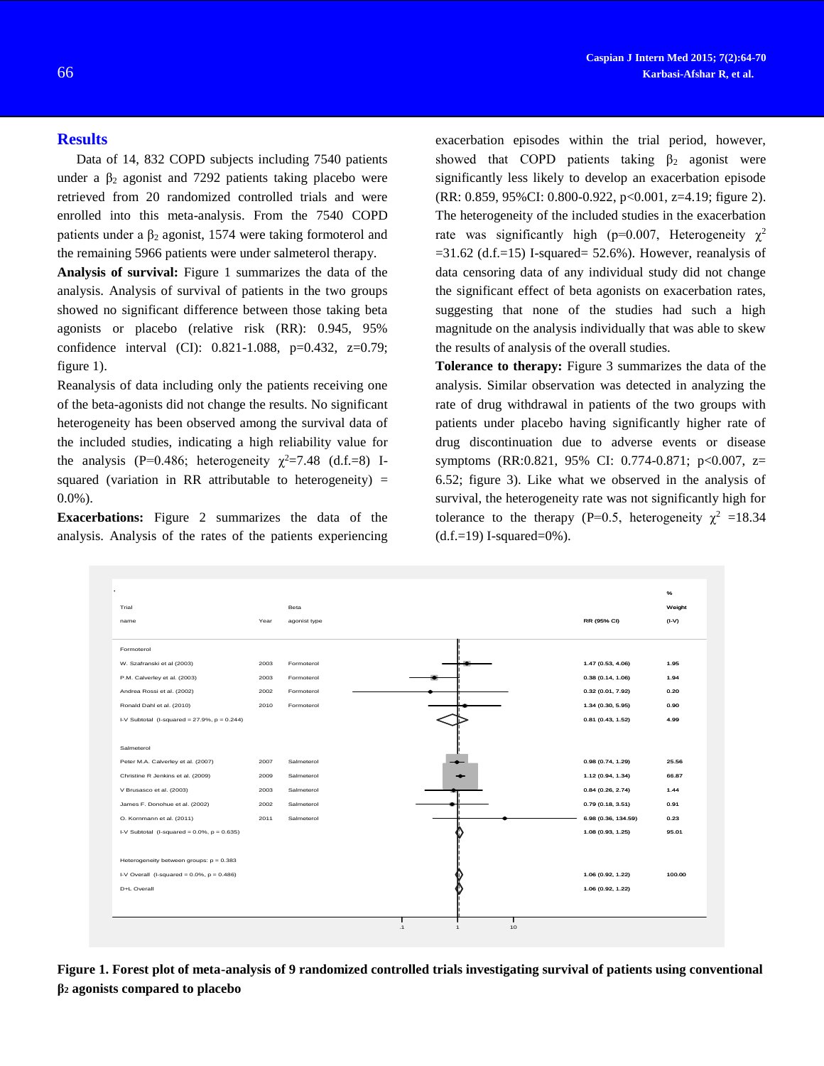## Results

Data of 14, 832 COPD subjects including 7540 patients under a $\beta_2$ agonist and 7292 patients taking placebo were retrieved from 20 randomized controlled trials and were enrolled into this meta-analysis. From the 7540 COPD patients under a $\beta_2$ agonist, 1574 were taking formoterol and the remaining 5966 patients were under salmeterol therapy.

**Analysis of survival:** Figure 1 summarizes the data of the analysis. Analysis of survival of patients in the two groups showed no significant difference between those taking beta agonists or placebo (relative risk (RR): 0.945, 95% confidence interval (CI): 0.821-1.088, p=0.432, z=0.79; figure 1).

Reanalysis of data including only the patients receiving one of the beta-agonists did not change the results. No significant heterogeneity has been observed among the survival data of the included studies, indicating a high reliability value for the analysis (P=0.486; heterogeneity $\chi^2$=7.48 (d.f.=8) I-squared (variation in RR attributable to heterogeneity) = 0.0%).

**Exacerbations:** Figure 2 summarizes the data of the analysis. Analysis of the rates of the patients experiencing exacerbation episodes within the trial period, however, showed that COPD patients taking $\beta_2$ agonist were significantly less likely to develop an exacerbation episode (RR: 0.859, 95%CI: 0.800-0.922, p<0.001, z=4.19; figure 2). The heterogeneity of the included studies in the exacerbation rate was significantly high (p=0.007, Heterogeneity $\chi^2$ =31.62 (d.f.=15) I-squared= 52.6%). However, reanalysis of data censoring data of any individual study did not change the significant effect of beta agonists on exacerbation rates, suggesting that none of the studies had such a high magnitude on the analysis individually that was able to skew the results of analysis of the overall studies.

**Tolerance to therapy:** Figure 3 summarizes the data of the analysis. Similar observation was detected in analyzing the rate of drug withdrawal in patients of the two groups with patients under placebo having significantly higher rate of drug discontinuation due to adverse events or disease symptoms (RR:0.821, 95% CI: 0.774-0.871; p<0.007, z= 6.52; figure 3). Like what we observed in the analysis of survival, the heterogeneity rate was not significantly high for tolerance to the therapy (P=0.5, heterogeneity $\chi^2$ =18.34 (d.f.=19) I-squared=0%).

| Trial name | Year | Beta agonist type | RR (95% CI) | % Weight (I-V) |
|---|---|---|---|---|
| **Formoterol** | | | | |
| W. Szafranski et al (2003) | 2003 | Formoterol | 1.47 (0.53, 4.06) | 1.95 |
| P.M. Calverley et al. (2003) | 2003 | Formoterol | 0.38 (0.14, 1.06) | 1.94 |
| Andrea Rossi et al. (2002) | 2002 | Formoterol | 0.32 (0.01, 7.92) | 0.20 |
| Ronald Dahl et al. (2010) | 2010 | Formoterol | 1.34 (0.30, 5.95) | 0.90 |
| I-V Subtotal (I-squared = 27.9%, p = 0.244) | | | 0.81 (0.43, 1.52) | 4.99 |
| **Salmeterol** | | | | |
| Peter M.A. Calverley et al. (2007) | 2007 | Salmeterol | 0.98 (0.74, 1.29) | 25.56 |
| Christine R Jenkins et al. (2009) | 2009 | Salmeterol | 1.12 (0.94, 1.34) | 66.87 |
| V Brusasco et al. (2003) | 2003 | Salmeterol | 0.84 (0.26, 2.74) | 1.44 |
| James F. Donohue et al. (2002) | 2002 | Salmeterol | 0.79 (0.18, 3.51) | 0.91 |
| O. Kornmann et al. (2011) | 2011 | Salmeterol | 6.98 (0.36, 134.59) | 0.23 |
| I-V Subtotal (I-squared = 0.0%, p = 0.635) | | | 1.08 (0.93, 1.25) | 95.01 |
| Heterogeneity between groups: p = 0.383 | | | | |
| I-V Overall (I-squared = 0.0%, p = 0.486) | | | 1.06 (0.92, 1.22) | 100.00 |
| D+L Overall | | | 1.06 (0.92, 1.22) | |

**Figure 1. Forest plot of meta-analysis of 9 randomized controlled trials investigating survival of patients using conventional $\beta_2$ agonists compared to placebo**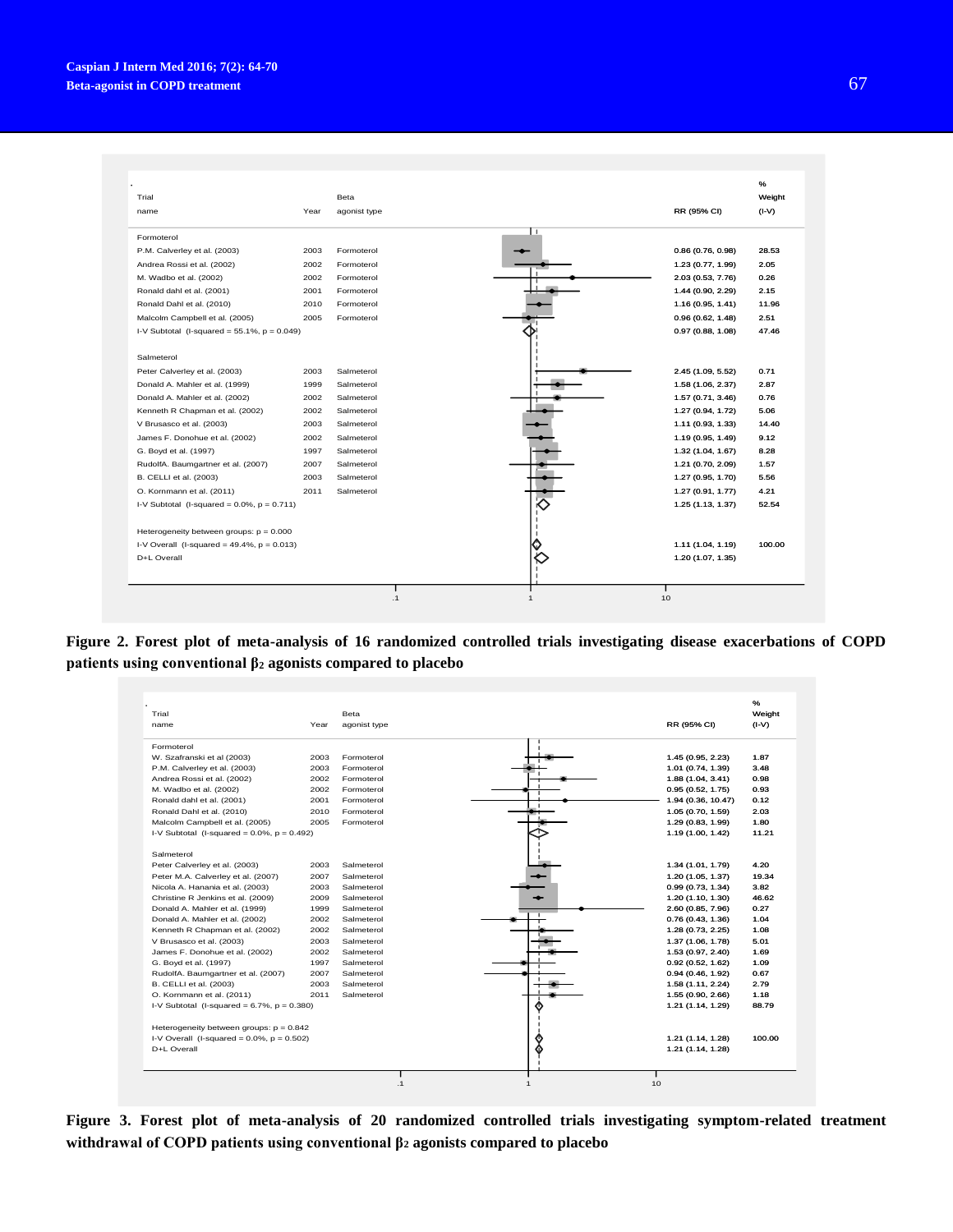| Trial name | Year | Beta agonist type | RR (95% CI) | % Weight (I-V) |
|---|---|---|---|---|
| **Formoterol** | | | | |
| P.M. Calverley et al. (2003) | 2003 | Formoterol | 0.86 (0.76, 0.98) | 28.53 |
| Andrea Rossi et al. (2002) | 2002 | Formoterol | 1.23 (0.77, 1.99) | 2.05 |
| M. Wadbo et al. (2002) | 2002 | Formoterol | 2.03 (0.53, 7.76) | 0.26 |
| Ronald dahl et al. (2001) | 2001 | Formoterol | 1.44 (0.90, 2.29) | 2.15 |
| Ronald Dahl et al. (2010) | 2010 | Formoterol | 1.16 (0.95, 1.41) | 11.96 |
| Malcolm Campbell et al. (2005) | 2005 | Formoterol | 0.96 (0.62, 1.48) | 2.51 |
| I-V Subtotal (I-squared = 55.1%, p = 0.049) | | | 0.97 (0.88, 1.08) | 47.46 |
| **Salmeterol** | | | | |
| Peter Calverley et al. (2003) | 2003 | Salmeterol | 2.45 (1.09, 5.52) | 0.71 |
| Donald A. Mahler et al. (1999) | 1999 | Salmeterol | 1.58 (1.06, 2.37) | 2.87 |
| Donald A. Mahler et al. (2002) | 2002 | Salmeterol | 1.57 (0.71, 3.46) | 0.76 |
| Kenneth R Chapman et al. (2002) | 2002 | Salmeterol | 1.27 (0.94, 1.72) | 5.06 |
| V Brusasco et al. (2003) | 2003 | Salmeterol | 1.11 (0.93, 1.33) | 14.40 |
| James F. Donohue et al. (2002) | 2002 | Salmeterol | 1.19 (0.95, 1.49) | 9.12 |
| G. Boyd et al. (1997) | 1997 | Salmeterol | 1.32 (1.04, 1.67) | 8.28 |
| RudolfA. Baumgartner et al. (2007) | 2007 | Salmeterol | 1.21 (0.70, 2.09) | 1.57 |
| B. CELLI et al. (2003) | 2003 | Salmeterol | 1.27 (0.95, 1.70) | 5.56 |
| O. Kornmann et al. (2011) | 2011 | Salmeterol | 1.27 (0.91, 1.77) | 4.21 |
| I-V Subtotal (I-squared = 0.0%, p = 0.711) | | | 1.25 (1.13, 1.37) | 52.54 |
| Heterogeneity between groups: p = 0.000 | | | | |
| I-V Overall (I-squared = 49.4%, p = 0.013) | | | 1.11 (1.04, 1.19) | 100.00 |
| D+L Overall | | | 1.20 (1.07, 1.35) | |

**Figure 2. Forest plot of meta-analysis of 16 randomized controlled trials investigating disease exacerbations of COPD patients using conventional $\beta_2$ agonists compared to placebo**

| Trial name | Year | Beta agonist type | RR (95% CI) | % Weight (I-V) |
|---|---|---|---|---|
| **Formoterol** | | | | |
| W. Szafranski et al (2003) | 2003 | Formoterol | 1.45 (0.95, 2.23) | 1.87 |
| P.M. Calverley et al. (2003) | 2003 | Formoterol | 1.01 (0.74, 1.39) | 3.48 |
| Andrea Rossi et al. (2002) | 2002 | Formoterol | 1.88 (1.04, 3.41) | 0.98 |
| M. Wadbo et al. (2002) | 2002 | Formoterol | 0.95 (0.52, 1.75) | 0.93 |
| Ronald dahl et al. (2001) | 2001 | Formoterol | 1.94 (0.36, 10.47) | 0.12 |
| Ronald Dahl et al. (2010) | 2010 | Formoterol | 1.05 (0.70, 1.59) | 2.03 |
| Malcolm Campbell et al. (2005) | 2005 | Formoterol | 1.29 (0.83, 1.99) | 1.80 |
| I-V Subtotal (I-squared = 0.0%, p = 0.492) | | | 1.19 (1.00, 1.42) | 11.21 |
| **Salmeterol** | | | | |
| Peter Calverley et al. (2003) | 2003 | Salmeterol | 1.34 (1.01, 1.79) | 4.20 |
| Peter M.A. Calverley et al. (2007) | 2007 | Salmeterol | 1.20 (1.05, 1.37) | 19.34 |
| Nicola A. Hanania et al. (2003) | 2003 | Salmeterol | 0.99 (0.73, 1.34) | 3.82 |
| Christine R Jenkins et al. (2009) | 2009 | Salmeterol | 1.20 (1.10, 1.30) | 46.62 |
| Donald A. Mahler et al. (1999) | 1999 | Salmeterol | 2.60 (0.85, 7.96) | 0.27 |
| Donald A. Mahler et al. (2002) | 2002 | Salmeterol | 0.76 (0.43, 1.36) | 1.04 |
| Kenneth R Chapman et al. (2002) | 2002 | Salmeterol | 1.28 (0.73, 2.25) | 1.08 |
| V Brusasco et al. (2003) | 2003 | Salmeterol | 1.37 (1.06, 1.78) | 5.01 |
| James F. Donohue et al. (2002) | 2002 | Salmeterol | 1.53 (0.97, 2.40) | 1.69 |
| G. Boyd et al. (1997) | 1997 | Salmeterol | 0.92 (0.52, 1.62) | 1.09 |
| RudolfA. Baumgartner et al. (2007) | 2007 | Salmeterol | 0.94 (0.46, 1.92) | 0.67 |
| B. CELLI et al. (2003) | 2003 | Salmeterol | 1.58 (1.11, 2.24) | 2.79 |
| O. Kornmann et al. (2011) | 2011 | Salmeterol | 1.55 (0.90, 2.66) | 1.18 |
| I-V Subtotal (I-squared = 6.7%, p = 0.380) | | | 1.21 (1.14, 1.29) | 88.79 |
| Heterogeneity between groups: p = 0.842 | | | | |
| I-V Overall (I-squared = 0.0%, p = 0.502) | | | 1.21 (1.14, 1.28) | 100.00 |
| D+L Overall | | | 1.21 (1.14, 1.28) | |

**Figure 3. Forest plot of meta-analysis of 20 randomized controlled trials investigating symptom-related treatment withdrawal of COPD patients using conventional $\beta_2$ agonists compared to placebo**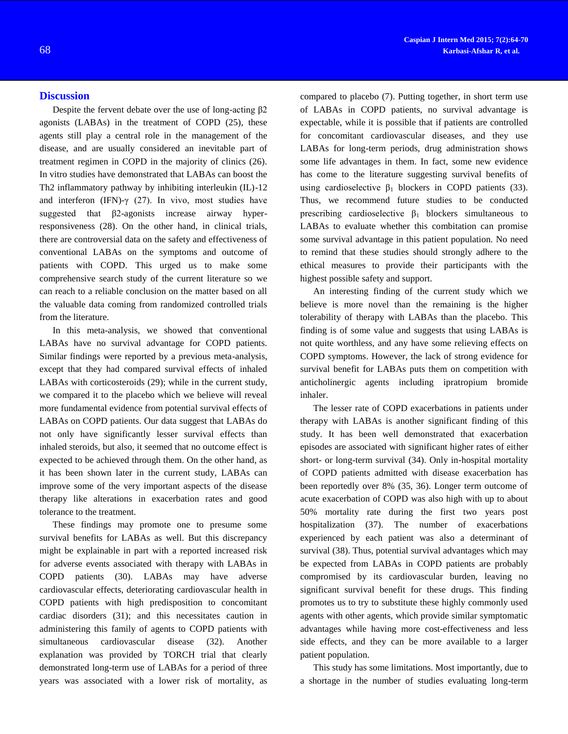## Discussion

Despite the fervent debate over the use of long-acting β2 agonists (LABAs) in the treatment of COPD (25), these agents still play a central role in the management of the disease, and are usually considered an inevitable part of treatment regimen in COPD in the majority of clinics (26). In vitro studies have demonstrated that LABAs can boost the Th2 inflammatory pathway by inhibiting interleukin (IL)-12 and interferon (IFN)-γ (27). In vivo, most studies have suggested that β2-agonists increase airway hyper-responsiveness (28). On the other hand, in clinical trials, there are controversial data on the safety and effectiveness of conventional LABAs on the symptoms and outcome of patients with COPD. This urged us to make some comprehensive search study of the current literature so we can reach to a reliable conclusion on the matter based on all the valuable data coming from randomized controlled trials from the literature.

In this meta-analysis, we showed that conventional LABAs have no survival advantage for COPD patients. Similar findings were reported by a previous meta-analysis, except that they had compared survival effects of inhaled LABAs with corticosteroids (29); while in the current study, we compared it to the placebo which we believe will reveal more fundamental evidence from potential survival effects of LABAs on COPD patients. Our data suggest that LABAs do not only have significantly lesser survival effects than inhaled steroids, but also, it seemed that no outcome effect is expected to be achieved through them. On the other hand, as it has been shown later in the current study, LABAs can improve some of the very important aspects of the disease therapy like alterations in exacerbation rates and good tolerance to the treatment.

These findings may promote one to presume some survival benefits for LABAs as well. But this discrepancy might be explainable in part with a reported increased risk for adverse events associated with therapy with LABAs in COPD patients (30). LABAs may have adverse cardiovascular effects, deteriorating cardiovascular health in COPD patients with high predisposition to concomitant cardiac disorders (31); and this necessitates caution in administering this family of agents to COPD patients with simultaneous cardiovascular disease (32). Another explanation was provided by TORCH trial that clearly demonstrated long-term use of LABAs for a period of three years was associated with a lower risk of mortality, as compared to placebo (7). Putting together, in short term use of LABAs in COPD patients, no survival advantage is expectable, while it is possible that if patients are controlled for concomitant cardiovascular diseases, and they use LABAs for long-term periods, drug administration shows some life advantages in them. In fact, some new evidence has come to the literature suggesting survival benefits of using cardioselective $\beta_1$ blockers in COPD patients (33). Thus, we recommend future studies to be conducted prescribing cardioselective $\beta_1$ blockers simultaneous to LABAs to evaluate whether this combitation can promise some survival advantage in this patient population. No need to remind that these studies should strongly adhere to the ethical measures to provide their participants with the highest possible safety and support.

An interesting finding of the current study which we believe is more novel than the remaining is the higher tolerability of therapy with LABAs than the placebo. This finding is of some value and suggests that using LABAs is not quite worthless, and any have some relieving effects on COPD symptoms. However, the lack of strong evidence for survival benefit for LABAs puts them on competition with anticholinergic agents including ipratropium bromide inhaler.

The lesser rate of COPD exacerbations in patients under therapy with LABAs is another significant finding of this study. It has been well demonstrated that exacerbation episodes are associated with significant higher rates of either short- or long-term survival (34). Only in-hospital mortality of COPD patients admitted with disease exacerbation has been reportedly over 8% (35, 36). Longer term outcome of acute exacerbation of COPD was also high with up to about 50% mortality rate during the first two years post hospitalization (37). The number of exacerbations experienced by each patient was also a determinant of survival (38). Thus, potential survival advantages which may be expected from LABAs in COPD patients are probably compromised by its cardiovascular burden, leaving no significant survival benefit for these drugs. This finding promotes us to try to substitute these highly commonly used agents with other agents, which provide similar symptomatic advantages while having more cost-effectiveness and less side effects, and they can be more available to a larger patient population.

This study has some limitations. Most importantly, due to a shortage in the number of studies evaluating long-term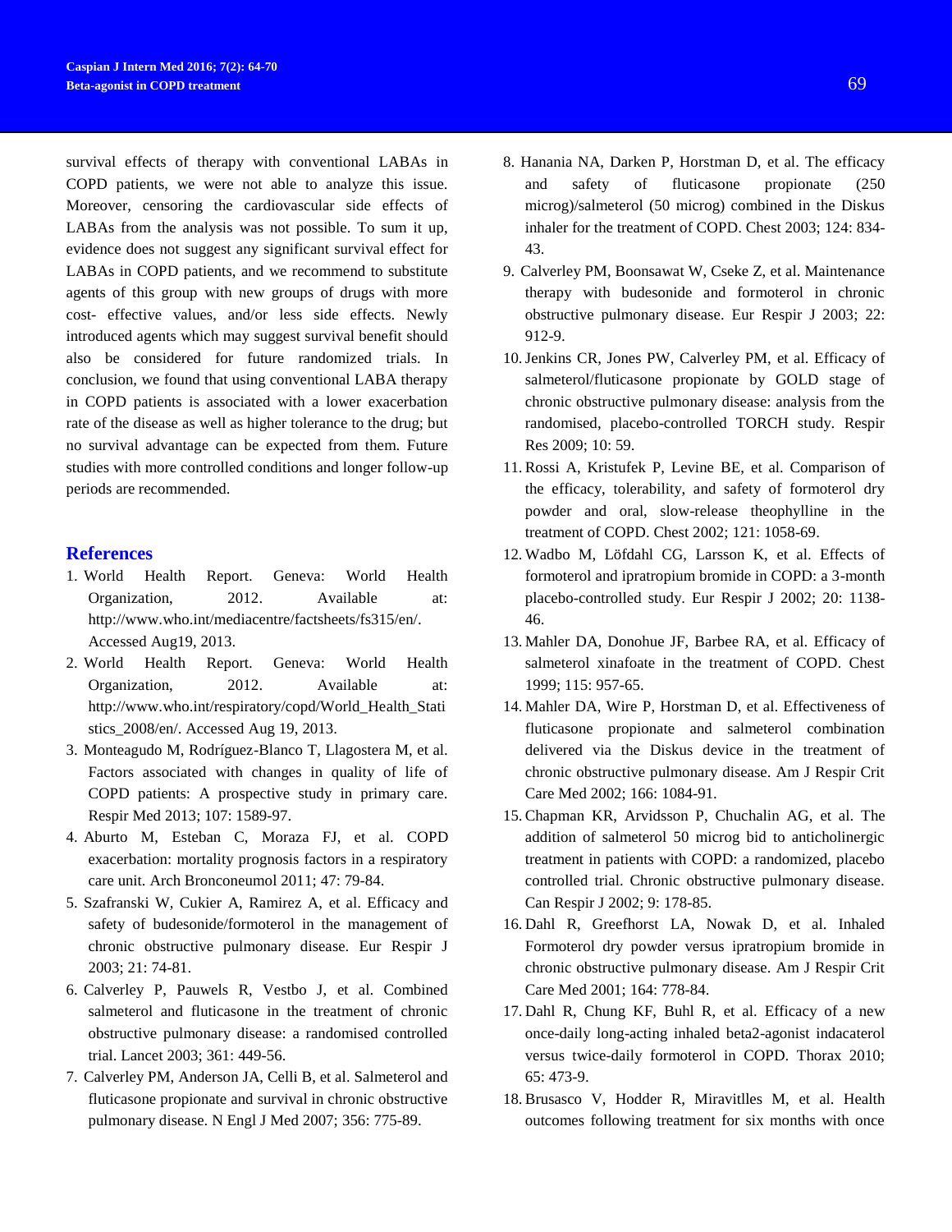survival effects of therapy with conventional LABAs in COPD patients, we were not able to analyze this issue. Moreover, censoring the cardiovascular side effects of LABAs from the analysis was not possible. To sum it up, evidence does not suggest any significant survival effect for LABAs in COPD patients, and we recommend to substitute agents of this group with new groups of drugs with more cost- effective values, and/or less side effects. Newly introduced agents which may suggest survival benefit should also be considered for future randomized trials. In conclusion, we found that using conventional LABA therapy in COPD patients is associated with a lower exacerbation rate of the disease as well as higher tolerance to the drug; but no survival advantage can be expected from them. Future studies with more controlled conditions and longer follow-up periods are recommended.

## References

1. World Health Report. Geneva: World Health Organization, 2012. Available at: http://www.who.int/mediacentre/factsheets/fs315/en/. Accessed Aug19, 2013.
2. World Health Report. Geneva: World Health Organization, 2012. Available at: http://www.who.int/respiratory/copd/World_Health_Statistics_2008/en/. Accessed Aug 19, 2013.
3. Monteagudo M, Rodríguez-Blanco T, Llagostera M, et al. Factors associated with changes in quality of life of COPD patients: A prospective study in primary care. Respir Med 2013; 107: 1589-97.
4. Aburto M, Esteban C, Moraza FJ, et al. COPD exacerbation: mortality prognosis factors in a respiratory care unit. Arch Bronconeumol 2011; 47: 79-84.
5. Szafranski W, Cukier A, Ramirez A, et al. Efficacy and safety of budesonide/formoterol in the management of chronic obstructive pulmonary disease. Eur Respir J 2003; 21: 74-81.
6. Calverley P, Pauwels R, Vestbo J, et al. Combined salmeterol and fluticasone in the treatment of chronic obstructive pulmonary disease: a randomised controlled trial. Lancet 2003; 361: 449-56.
7. Calverley PM, Anderson JA, Celli B, et al. Salmeterol and fluticasone propionate and survival in chronic obstructive pulmonary disease. N Engl J Med 2007; 356: 775-89.
8. Hanania NA, Darken P, Horstman D, et al. The efficacy and safety of fluticasone propionate (250 microg)/salmeterol (50 microg) combined in the Diskus inhaler for the treatment of COPD. Chest 2003; 124: 834-43.
9. Calverley PM, Boonsawat W, Cseke Z, et al. Maintenance therapy with budesonide and formoterol in chronic obstructive pulmonary disease. Eur Respir J 2003; 22: 912-9.
10. Jenkins CR, Jones PW, Calverley PM, et al. Efficacy of salmeterol/fluticasone propionate by GOLD stage of chronic obstructive pulmonary disease: analysis from the randomised, placebo-controlled TORCH study. Respir Res 2009; 10: 59.
11. Rossi A, Kristufek P, Levine BE, et al. Comparison of the efficacy, tolerability, and safety of formoterol dry powder and oral, slow-release theophylline in the treatment of COPD. Chest 2002; 121: 1058-69.
12. Wadbo M, Löfdahl CG, Larsson K, et al. Effects of formoterol and ipratropium bromide in COPD: a 3-month placebo-controlled study. Eur Respir J 2002; 20: 1138-46.
13. Mahler DA, Donohue JF, Barbee RA, et al. Efficacy of salmeterol xinafoate in the treatment of COPD. Chest 1999; 115: 957-65.
14. Mahler DA, Wire P, Horstman D, et al. Effectiveness of fluticasone propionate and salmeterol combination delivered via the Diskus device in the treatment of chronic obstructive pulmonary disease. Am J Respir Crit Care Med 2002; 166: 1084-91.
15. Chapman KR, Arvidsson P, Chuchalin AG, et al. The addition of salmeterol 50 microg bid to anticholinergic treatment in patients with COPD: a randomized, placebo controlled trial. Chronic obstructive pulmonary disease. Can Respir J 2002; 9: 178-85.
16. Dahl R, Greefhorst LA, Nowak D, et al. Inhaled Formoterol dry powder versus ipratropium bromide in chronic obstructive pulmonary disease. Am J Respir Crit Care Med 2001; 164: 778-84.
17. Dahl R, Chung KF, Buhl R, et al. Efficacy of a new once-daily long-acting inhaled beta2-agonist indacaterol versus twice-daily formoterol in COPD. Thorax 2010; 65: 473-9.
18. Brusasco V, Hodder R, Miravitlles M, et al. Health outcomes following treatment for six months with once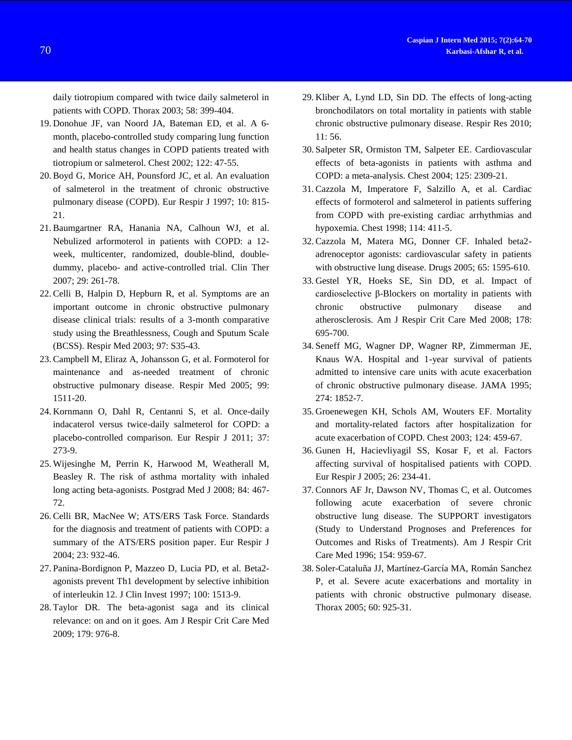daily tiotropium compared with twice daily salmeterol in patients with COPD. Thorax 2003; 58: 399-404.

19. Donohue JF, van Noord JA, Bateman ED, et al. A 6-month, placebo-controlled study comparing lung function and health status changes in COPD patients treated with tiotropium or salmeterol. Chest 2002; 122: 47-55.
20. Boyd G, Morice AH, Pounsford JC, et al. An evaluation of salmeterol in the treatment of chronic obstructive pulmonary disease (COPD). Eur Respir J 1997; 10: 815-21.
21. Baumgartner RA, Hanania NA, Calhoun WJ, et al. Nebulized arformoterol in patients with COPD: a 12-week, multicenter, randomized, double-blind, double-dummy, placebo- and active-controlled trial. Clin Ther 2007; 29: 261-78.
22. Celli B, Halpin D, Hepburn R, et al. Symptoms are an important outcome in chronic obstructive pulmonary disease clinical trials: results of a 3-month comparative study using the Breathlessness, Cough and Sputum Scale (BCSS). Respir Med 2003; 97: S35-43.
23. Campbell M, Eliraz A, Johansson G, et al. Formoterol for maintenance and as-needed treatment of chronic obstructive pulmonary disease. Respir Med 2005; 99: 1511-20.
24. Kornmann O, Dahl R, Centanni S, et al. Once-daily indacaterol versus twice-daily salmeterol for COPD: a placebo-controlled comparison. Eur Respir J 2011; 37: 273-9.
25. Wijesinghe M, Perrin K, Harwood M, Weatherall M, Beasley R. The risk of asthma mortality with inhaled long acting beta-agonists. Postgrad Med J 2008; 84: 467-72.
26. Celli BR, MacNee W; ATS/ERS Task Force. Standards for the diagnosis and treatment of patients with COPD: a summary of the ATS/ERS position paper. Eur Respir J 2004; 23: 932-46.
27. Panina-Bordignon P, Mazzeo D, Lucia PD, et al. Beta2-agonists prevent Th1 development by selective inhibition of interleukin 12. J Clin Invest 1997; 100: 1513-9.
28. Taylor DR. The beta-agonist saga and its clinical relevance: on and on it goes. Am J Respir Crit Care Med 2009; 179: 976-8.
29. Kliber A, Lynd LD, Sin DD. The effects of long-acting bronchodilators on total mortality in patients with stable chronic obstructive pulmonary disease. Respir Res 2010; 11: 56.
30. Salpeter SR, Ormiston TM, Salpeter EE. Cardiovascular effects of beta-agonists in patients with asthma and COPD: a meta-analysis. Chest 2004; 125: 2309-21.
31. Cazzola M, Imperatore F, Salzillo A, et al. Cardiac effects of formoterol and salmeterol in patients suffering from COPD with pre-existing cardiac arrhythmias and hypoxemia. Chest 1998; 114: 411-5.
32. Cazzola M, Matera MG, Donner CF. Inhaled beta2-adrenoceptor agonists: cardiovascular safety in patients with obstructive lung disease. Drugs 2005; 65: 1595-610.
33. Gestel YR, Hoeks SE, Sin DD, et al. Impact of cardioselective β-Blockers on mortality in patients with chronic obstructive pulmonary disease and atherosclerosis. Am J Respir Crit Care Med 2008; 178: 695-700.
34. Seneff MG, Wagner DP, Wagner RP, Zimmerman JE, Knaus WA. Hospital and 1-year survival of patients admitted to intensive care units with acute exacerbation of chronic obstructive pulmonary disease. JAMA 1995; 274: 1852-7.
35. Groenewegen KH, Schols AM, Wouters EF. Mortality and mortality-related factors after hospitalization for acute exacerbation of COPD. Chest 2003; 124: 459-67.
36. Gunen H, Hacievliyagil SS, Kosar F, et al. Factors affecting survival of hospitalised patients with COPD. Eur Respir J 2005; 26: 234-41.
37. Connors AF Jr, Dawson NV, Thomas C, et al. Outcomes following acute exacerbation of severe chronic obstructive lung disease. The SUPPORT investigators (Study to Understand Prognoses and Preferences for Outcomes and Risks of Treatments). Am J Respir Crit Care Med 1996; 154: 959-67.
38. Soler-Cataluña JJ, Martínez-García MA, Román Sanchez P, et al. Severe acute exacerbations and mortality in patients with chronic obstructive pulmonary disease. Thorax 2005; 60: 925-31.